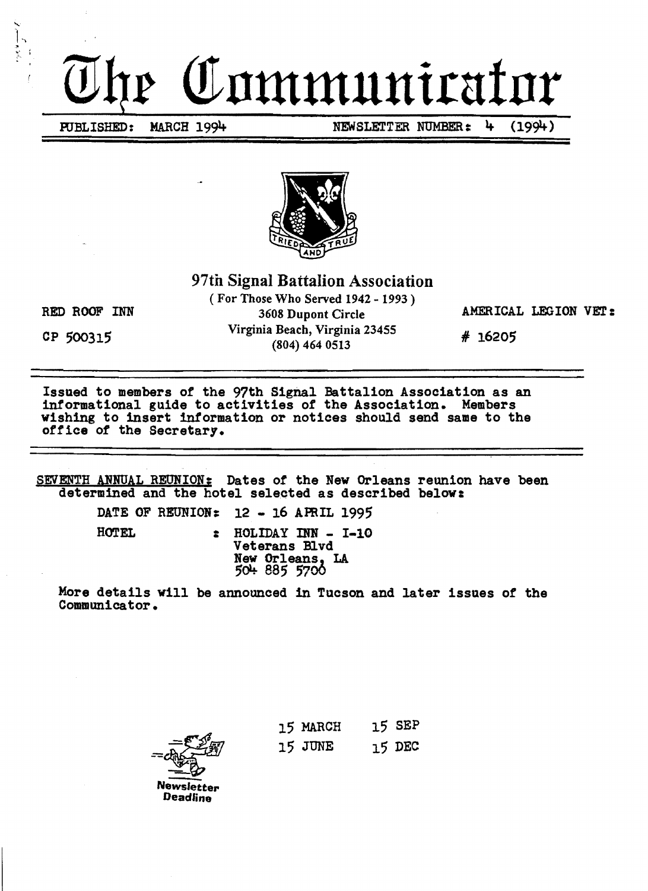# The Communicator

PUBLISHED: MARCH 1994 NEWSLETTER NUMBER: 4 (1994)

TRIED AND TRUE

## 97th Signal Battalion Association

(For Those Who Served 1942 - 1993)
3608 Dupont Circle
Virginia Beach, Virginia 23455
(804) 464 0513

RED ROOF INN

CP 500315

AMERICAL LEGION VET:

# 16205

Issued to members of the 97th Signal Battalion Association as an informational guide to activities of the Association. Members wishing to insert information or notices should send same to the office of the Secretary.

SEVENTH ANNUAL REUNION: Dates of the New Orleans reunion have been determined and the hotel selected as described below:

DATE OF REUNION: 12 - 16 APRIL 1995

HOTEL : HOLIDAY INN - I-10
Veterans Blvd
New Orleans, LA
504 885 5700

More details will be announced in Tucson and later issues of the Communicator.

Newsletter Deadline

| | |
|---|---|
| 15 MARCH | 15 SEP |
| 15 JUNE | 15 DEC |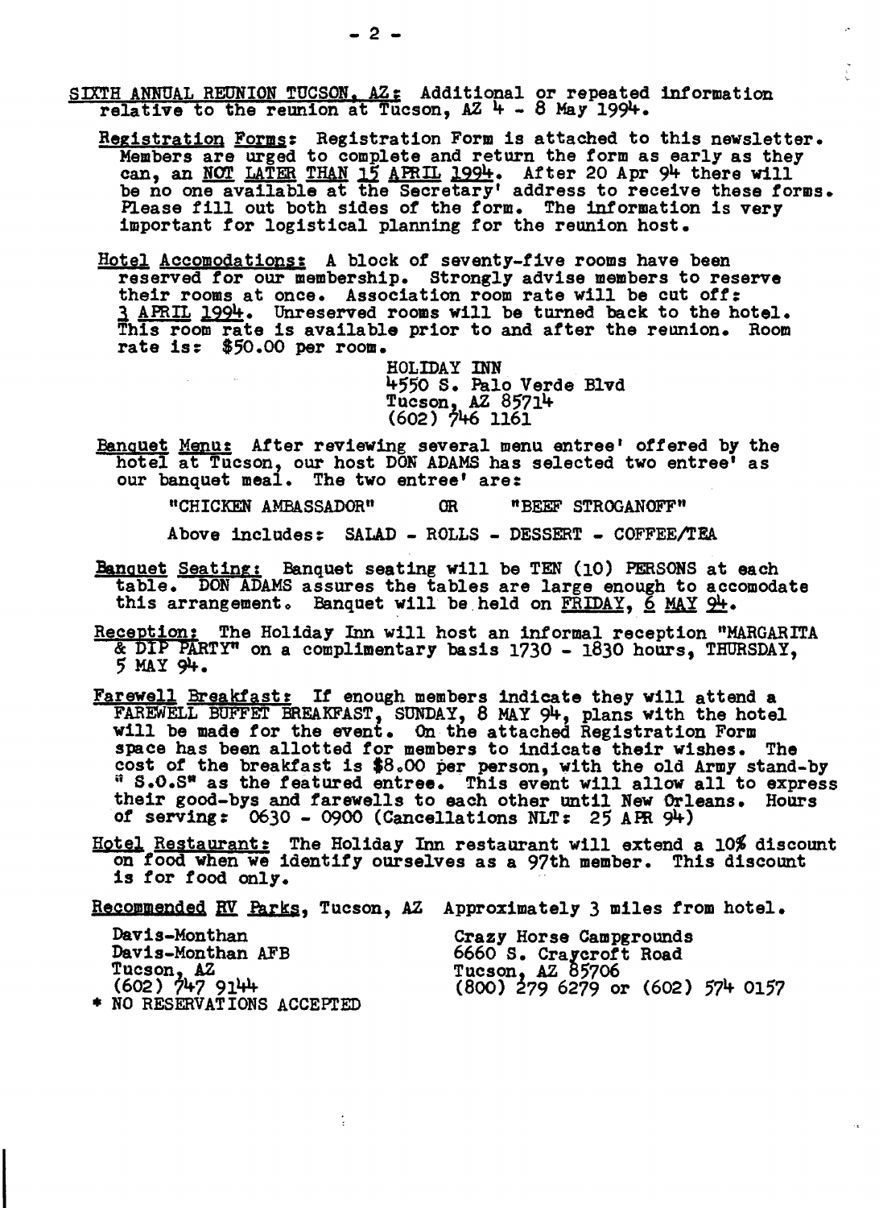**SIXTH ANNUAL REUNION TUCSON, AZ:** Additional or repeated information relative to the reunion at Tucson, AZ 4 - 8 May 1994.

**Registration Forms:** Registration Form is attached to this newsletter. Members are urged to complete and return the form as early as they can, an NOT LATER THAN 15 APRIL 1994. After 20 Apr 94 there will be no one available at the Secretary' address to receive these forms. Please fill out both sides of the form. The information is very important for logistical planning for the reunion host.

**Hotel Accomodations:** A block of seventy-five rooms have been reserved for our membership. Strongly advise members to reserve their rooms at once. Association room rate will be cut off: 3 APRIL 1994. Unreserved rooms will be turned back to the hotel. This room rate is available prior to and after the reunion. Room rate is: $50.00 per room.

HOLIDAY INN
4550 S. Palo Verde Blvd
Tucson, AZ 85714
(602) 746 1161

**Banquet Menu:** After reviewing several menu entree' offered by the hotel at Tucson, our host DON ADAMS has selected two entree' as our banquet meal. The two entree' are:

"CHICKEN AMBASSADOR" OR "BEEF STROGANOFF"

Above includes: SALAD - ROLLS - DESSERT - COFFEE/TEA

**Banquet Seating:** Banquet seating will be TEN (10) PERSONS at each table. DON ADAMS assures the tables are large enough to accomodate this arrangement. Banquet will be held on FRIDAY, 6 MAY 94.

**Reception:** The Holiday Inn will host an informal reception "MARGARITA & DIP PARTY" on a complimentary basis 1730 - 1830 hours, THURSDAY, 5 MAY 94.

**Farewell Breakfast:** If enough members indicate they will attend a FAREWELL BUFFET BREAKFAST, SUNDAY, 8 MAY 94, plans with the hotel will be made for the event. On the attached Registration Form space has been allotted for members to indicate their wishes. The cost of the breakfast is $8.00 per person, with the old Army stand-by " S.O.S" as the featured entree. This event will allow all to express their good-bys and farewells to each other until New Orleans. Hours of serving: 0630 - 0900 (Cancellations NLT: 25 APR 94)

**Hotel Restaurant:** The Holiday Inn restaurant will extend a 10% discount on food when we identify ourselves as a 97th member. This discount is for food only.

**Recommended RV Parks**, Tucson, AZ Approximately 3 miles from hotel.

Davis-Monthan
Davis-Monthan AFB
Tucson, AZ
(602) 747 9144
* NO RESERVATIONS ACCEPTED

Crazy Horse Campgrounds
6660 S. Craycroft Road
Tucson, AZ 85706
(800) 279 6279 or (602) 574 0157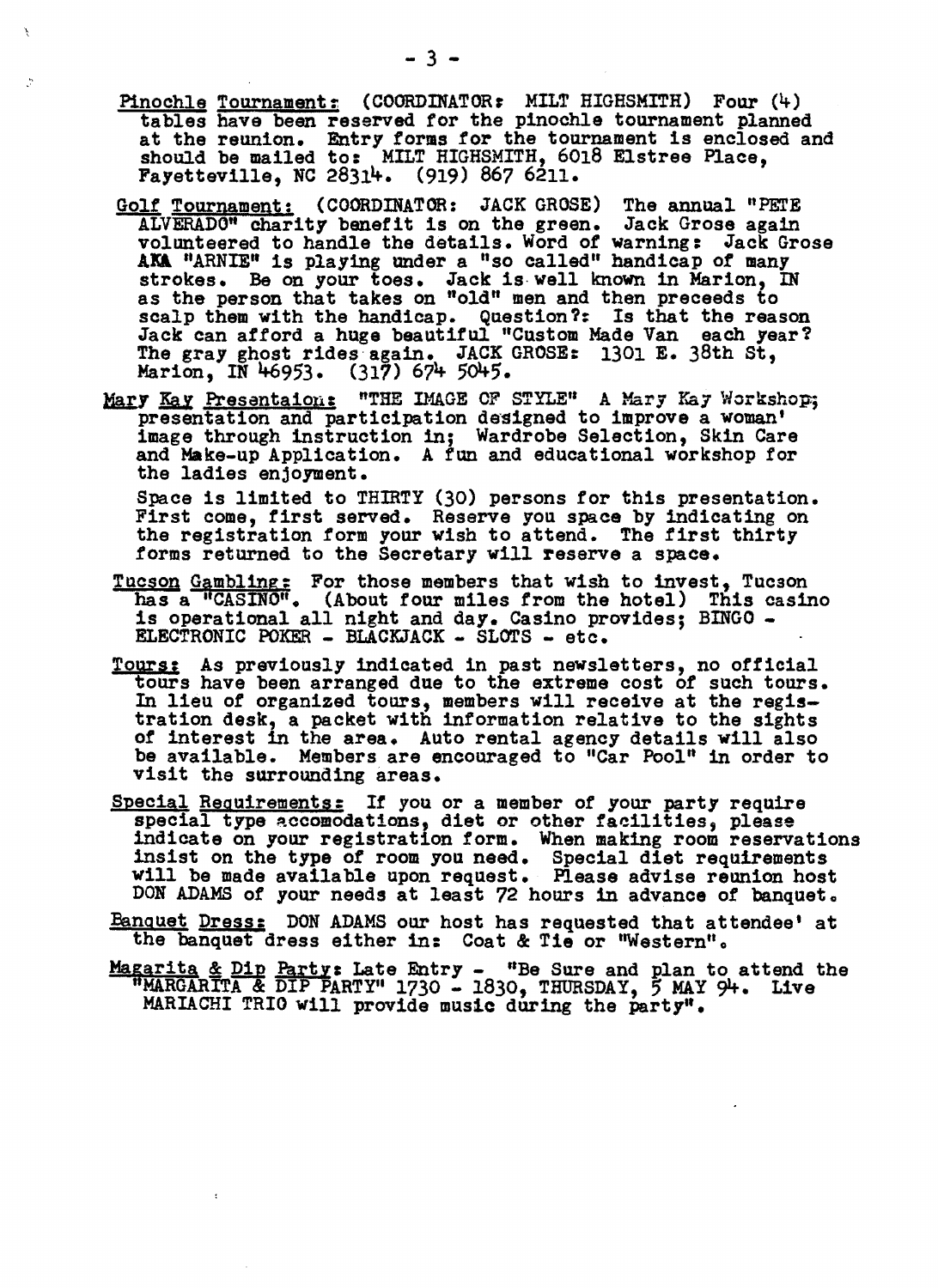Pinochle Tournament: (COORDINATOR: MILT HIGHSMITH) Four (4) tables have been reserved for the pinochle tournament planned at the reunion. Entry forms for the tournament is enclosed and should be mailed to: MILT HIGHSMITH, 6018 Elstree Place, Fayetteville, NC 28314. (919) 867 6211.

Golf Tournament: (COORDINATOR: JACK GROSE) The annual "PETE ALVERADO" charity benefit is on the green. Jack Grose again volunteered to handle the details. Word of warning: Jack Grose AKA "ARNIE" is playing under a "so called" handicap of many strokes. Be on your toes. Jack is well known in Marion, IN as the person that takes on "old" men and then preceeds to scalp them with the handicap. Question?: Is that the reason Jack can afford a huge beautiful "Custom Made Van each year? The gray ghost rides again. JACK GROSE: 1301 E. 38th St, Marion, IN 46953. (317) 674 5045.

Mary Kay Presentaion: "THE IMAGE OF STYLE" A Mary Kay Workshop; presentation and participation designed to improve a woman' image through instruction in; Wardrobe Selection, Skin Care and Make-up Application. A fun and educational workshop for the ladies enjoyment.

Space is limited to THIRTY (30) persons for this presentation. First come, first served. Reserve you space by indicating on the registration form your wish to attend. The first thirty forms returned to the Secretary will reserve a space.

Tucson Gambling: For those members that wish to invest, Tucson has a "CASINO". (About four miles from the hotel) This casino is operational all night and day. Casino provides; BINGO - ELECTRONIC POKER - BLACKJACK - SLOTS - etc.

Tours: As previously indicated in past newsletters, no official tours have been arranged due to the extreme cost of such tours. In lieu of organized tours, members will receive at the registration desk, a packet with information relative to the sights of interest in the area. Auto rental agency details will also be available. Members are encouraged to "Car Pool" in order to visit the surrounding areas.

Special Requirements: If you or a member of your party require special type accomodations, diet or other facilities, please indicate on your registration form. When making room reservations insist on the type of room you need. Special diet requirements will be made available upon request. Please advise reunion host DON ADAMS of your needs at least 72 hours in advance of banquet.

Banquet Dress: DON ADAMS our host has requested that attendee' at the banquet dress either in: Coat & Tie or "Western".

Magarita & Dip Party: Late Entry - "Be Sure and plan to attend the "MARGARITA & DIP PARTY" 1730 - 1830, THURSDAY, 5 MAY 94. Live MARIACHI TRIO will provide music during the party".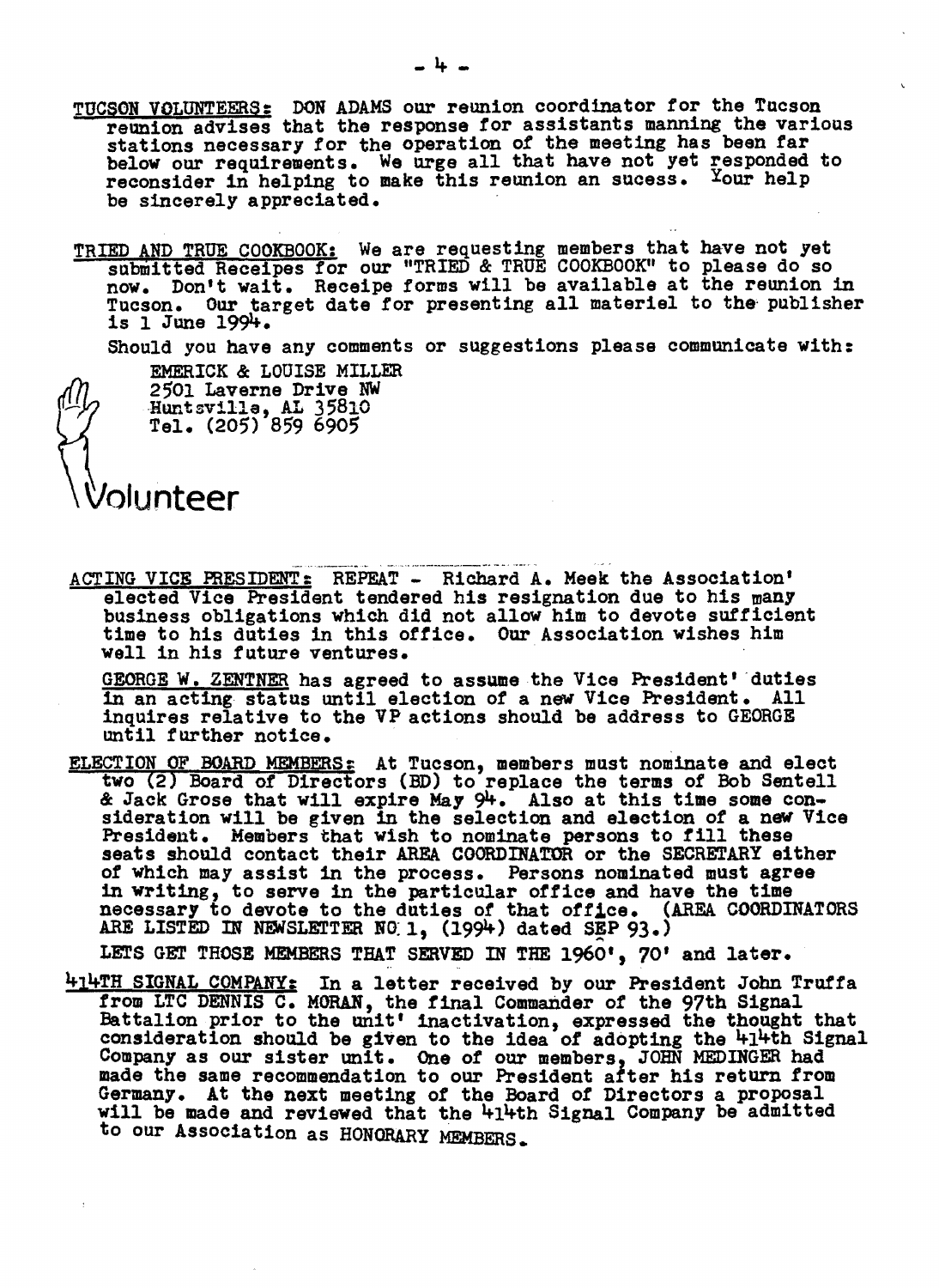**TUCSON VOLUNTEERS:** DON ADAMS our reunion coordinator for the Tucson reunion advises that the response for assistants manning the various stations necessary for the operation of the meeting has been far below our requirements. We urge all that have not yet responded to reconsider in helping to make this reunion an sucess. Your help be sincerely appreciated.

**TRIED AND TRUE COOKBOOK:** We are requesting members that have not yet submitted Receipes for our "TRIED & TRUE COOKBOOK" to please do so now. Don't wait. Receipe forms will be available at the reunion in Tucson. Our target date for presenting all materiel to the publisher is 1 June 1994.

Should you have any comments or suggestions please communicate with:

EMERICK & LOUISE MILLER
2501 Laverne Drive NW
Huntsville, AL 35810
Tel. (205) 859 6905

Volunteer

**ACTING VICE PRESIDENT:** REPEAT - Richard A. Meek the Association' elected Vice President tendered his resignation due to his many business obligations which did not allow him to devote sufficient time to his duties in this office. Our Association wishes him well in his future ventures.

GEORGE W. ZENTNER has agreed to assume the Vice President' duties in an acting status until election of a new Vice President. All inquires relative to the VP actions should be address to GEORGE until further notice.

**ELECTION OF BOARD MEMBERS:** At Tucson, members must nominate and elect two (2) Board of Directors (BD) to replace the terms of Bob Sentell & Jack Grose that will expire May 94. Also at this time some consideration will be given in the selection and election of a new Vice President. Members that wish to nominate persons to fill these seats should contact their AREA COORDINATOR or the SECRETARY either of which may assist in the process. Persons nominated must agree in writing, to serve in the particular office and have the time necessary to devote to the duties of that office. (AREA COORDINATORS ARE LISTED IN NEWSLETTER NO. 1, (1994) dated SEP 93.)

LETS GET THOSE MEMBERS THAT SERVED IN THE 1960', 70' and later.

**414TH SIGNAL COMPANY:** In a letter received by our President John Truffa from LTC DENNIS C. MORAN, the final Commander of the 97th Signal Battalion prior to the unit' inactivation, expressed the thought that consideration should be given to the idea of adopting the 414th Signal Company as our sister unit. One of our members, JOHN MEDINGER had made the same recommendation to our President after his return from Germany. At the next meeting of the Board of Directors a proposal will be made and reviewed that the 414th Signal Company be admitted to our Association as HONORARY MEMBERS.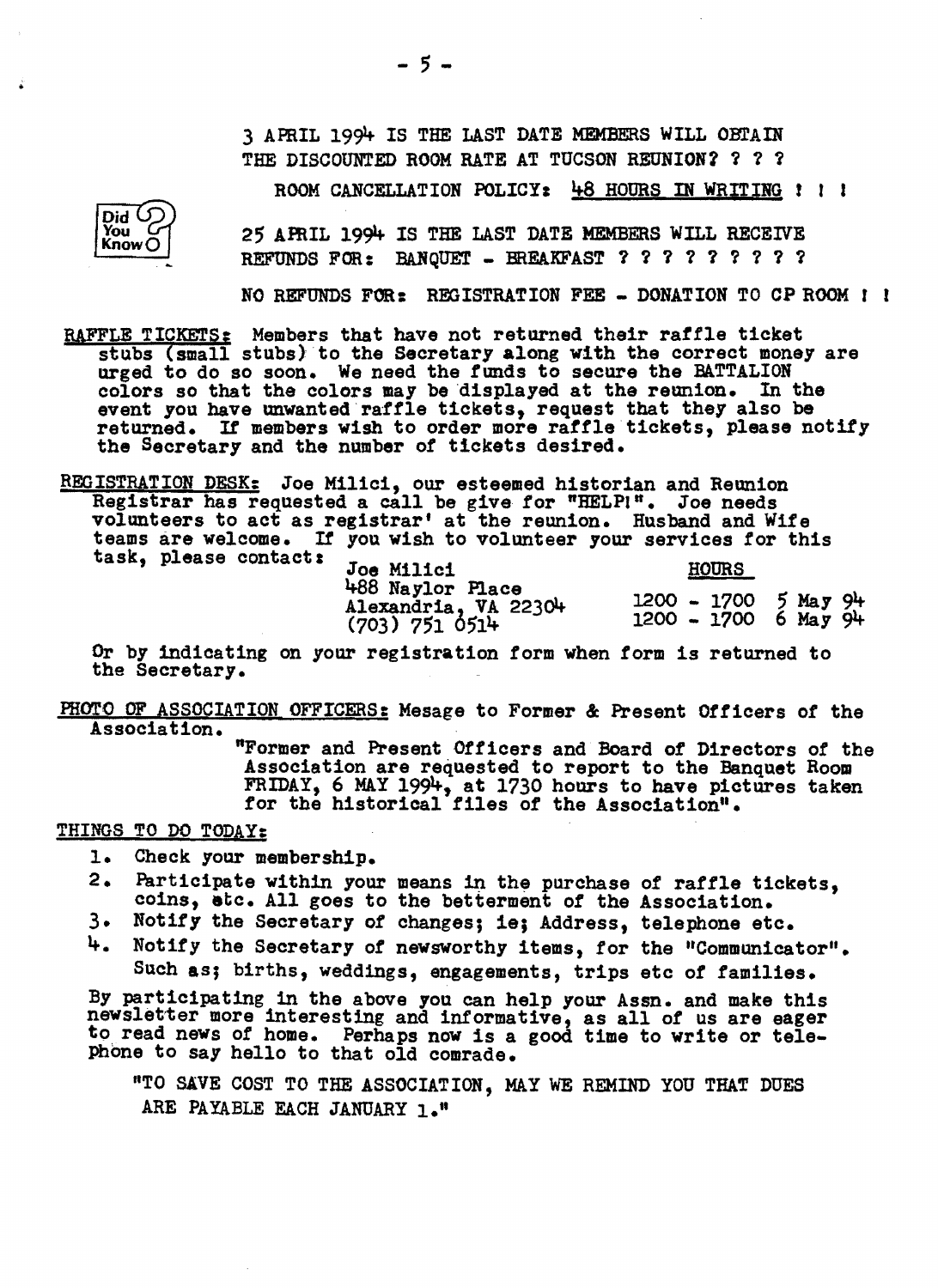3 APRIL 1994 IS THE LAST DATE MEMBERS WILL OBTAIN THE DISCOUNTED ROOM RATE AT TUCSON REUNION? ? ? ?

ROOM CANCELLATION POLICY: <u>48 HOURS IN WRITING</u> ! ! !

Did You Know

25 APRIL 1994 IS THE LAST DATE MEMBERS WILL RECEIVE REFUNDS FOR: BANQUET - BREAKFAST ? ? ? ? ? ? ? ? ? ?

NO REFUNDS FOR: REGISTRATION FEE - DONATION TO CP ROOM ! !

<u>RAFFLE TICKETS</u>: Members that have not returned their raffle ticket stubs (small stubs) to the Secretary along with the correct money are urged to do so soon. We need the funds to secure the BATTALION colors so that the colors may be displayed at the reunion. In the event you have unwanted raffle tickets, request that they also be returned. If members wish to order more raffle tickets, please notify the Secretary and the number of tickets desired.

<u>REGISTRATION DESK</u>: Joe Milici, our esteemed historian and Reunion Registrar has requested a call be give for "HELP!". Joe needs volunteers to act as registrar' at the reunion. Husband and Wife teams are welcome. If you wish to volunteer your services for this task, please contact:

| Joe Milici | <u>HOURS</u> |
|---|---|
| 488 Naylor Place | 1200 - 1700 5 May 94 |
| Alexandria, VA 22304 | 1200 - 1700 6 May 94 |
| (703) 751 0514 | |

Or by indicating on your registration form when form is returned to the Secretary.

<u>PHOTO OF ASSOCIATION OFFICERS</u>: Mesage to Former & Present Officers of the Association.

> "Former and Present Officers and Board of Directors of the Association are requested to report to the Banquet Room FRIDAY, 6 MAY 1994, at 1730 hours to have pictures taken for the historical files of the Association".

<u>THINGS TO DO TODAY</u>:

1. Check your membership.
2. Participate within your means in the purchase of raffle tickets, coins, etc. All goes to the betterment of the Association.
3. Notify the Secretary of changes; ie; Address, telephone etc.
4. Notify the Secretary of newsworthy items, for the "Communicator". Such as; births, weddings, engagements, trips etc of families.

By participating in the above you can help your Assn. and make this newsletter more interesting and informative, as all of us are eager to read news of home. Perhaps now is a good time to write or telephone to say hello to that old comrade.

"TO SAVE COST TO THE ASSOCIATION, MAY WE REMIND YOU THAT DUES ARE PAYABLE EACH JANUARY 1."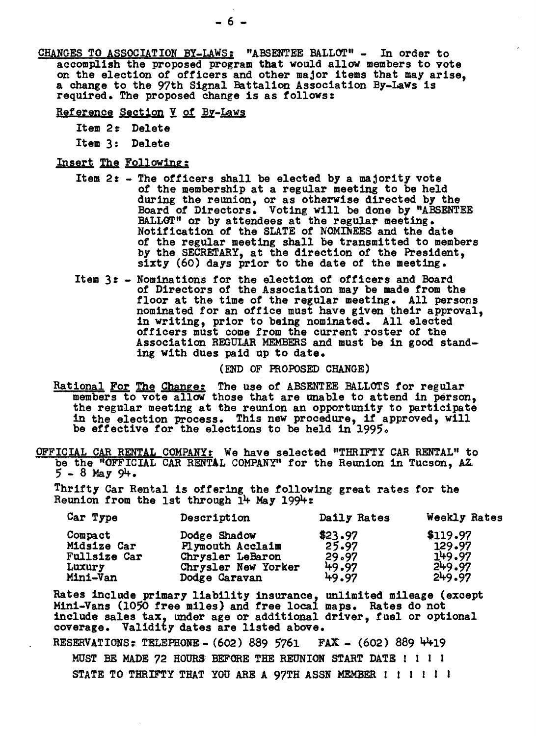<u>CHANGES TO ASSOCIATION BY-LAWS:</u> "ABSENTEE BALLOT" - In order to accomplish the proposed program that would allow members to vote on the election of officers and other major items that may arise, a change to the 97th Signal Battalion Association By-Laws is required. The proposed change is as follows:

<u>Reference Section V of By-Laws</u>

Item 2: Delete

Item 3: Delete

<u>Insert The Following:</u>

Item 2: - The officers shall be elected by a majority vote of the membership at a regular meeting to be held during the reunion, or as otherwise directed by the Board of Directors. Voting will be done by "ABSENTEE BALLOT" or by attendees at the regular meeting. Notification of the SLATE of NOMINEES and the date of the regular meeting shall be transmitted to members by the SECRETARY, at the direction of the President, sixty (60) days prior to the date of the meeting.

Item 3: - Nominations for the election of officers and Board of Directors of the Association may be made from the floor at the time of the regular meeting. All persons nominated for an office must have given their approval, in writing, prior to being nominated. All elected officers must come from the current roster of the Association REGULAR MEMBERS and must be in good standing with dues paid up to date.

(END OF PROPOSED CHANGE)

<u>Rational For The Change:</u> The use of ABSENTEE BALLOTS for regular members to vote allow those that are unable to attend in person, the regular meeting at the reunion an opportunity to participate in the election process. This new procedure, if approved, will be effective for the elections to be held in 1995.

<u>OFFICIAL CAR RENTAL COMPANY:</u> We have selected "THRIFTY CAR RENTAL" to be the "OFFICIAL CAR RENTAL COMPANY" for the Reunion in Tucson, AZ 5 - 8 May 94.

Thrifty Car Rental is offering the following great rates for the Reunion from the 1st through 14 May 1994:

| Car Type | Description | Daily Rates | Weekly Rates |
|---|---|---|---|
| Compact | Dodge Shadow | $23.97 | $119.97 |
| Midsize Car | Plymouth Acclaim | 25.97 | 129.97 |
| Fullsize Car | Chrysler LeBaron | 29.97 | 149.97 |
| Luxury | Chrysler New Yorker | 49.97 | 249.97 |
| Mini-Van | Dodge Caravan | 49.97 | 249.97 |

Rates include primary liability insurance, unlimited mileage (except Mini-Vans (1050 free miles) and free local maps. Rates do not include sales tax, under age or additional driver, fuel or optional coverage. Validity dates are listed above.

RESERVATIONS: TELEPHONE - (602) 889 5761 FAX - (602) 889 4419

MUST BE MADE 72 HOURS BEFORE THE REUNION START DATE ! ! ! !

STATE TO THRIFTY THAT YOU ARE A 97TH ASSN MEMBER ! ! ! ! ! !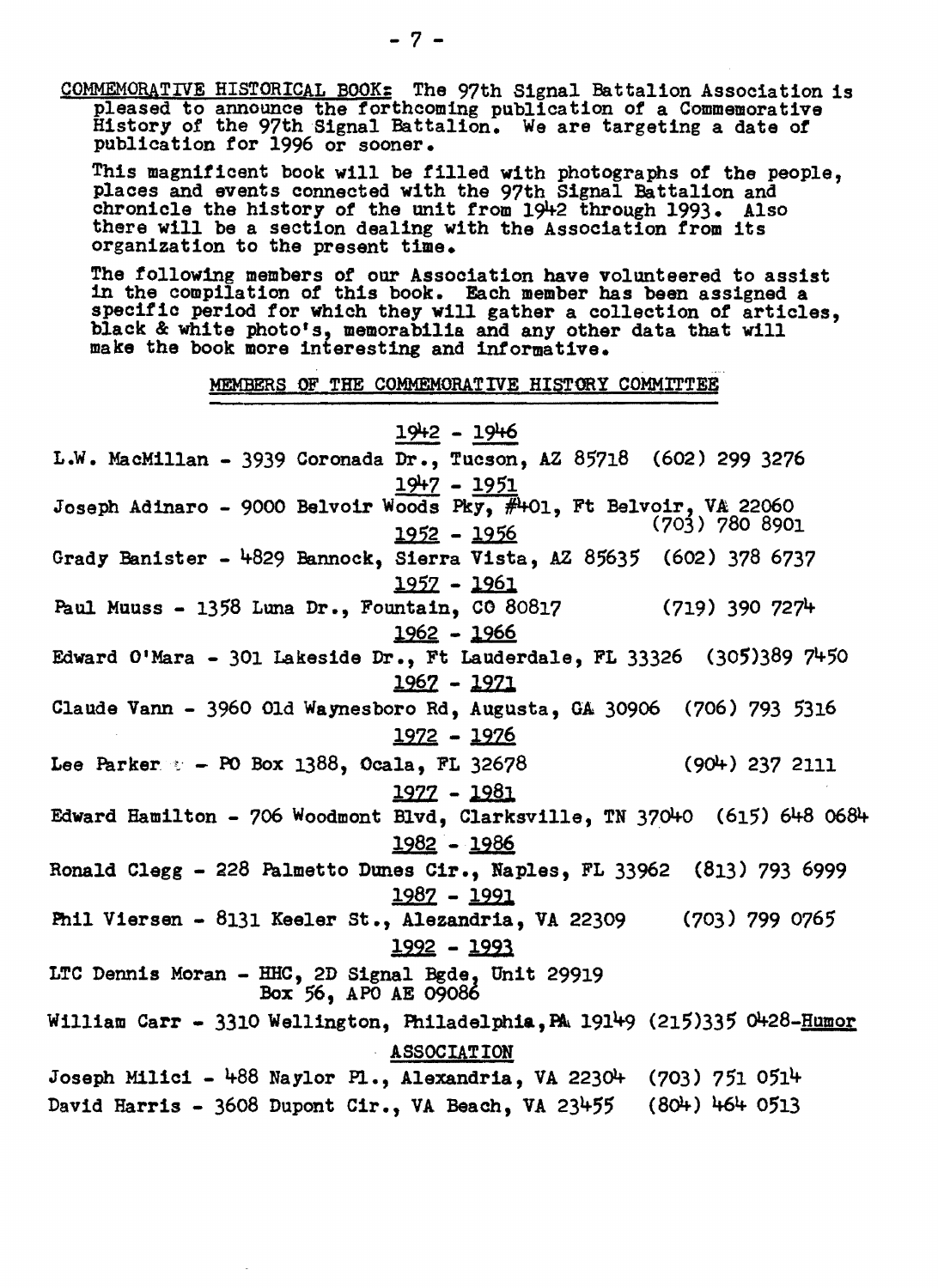**COMMEMORATIVE HISTORICAL BOOK:** The 97th Signal Battalion Association is pleased to announce the forthcoming publication of a Commemorative History of the 97th Signal Battalion. We are targeting a date of publication for 1996 or sooner.

This magnificent book will be filled with photographs of the people, places and events connected with the 97th Signal Battalion and chronicle the history of the unit from 1942 through 1993. Also there will be a section dealing with the Association from its organization to the present time.

The following members of our Association have volunteered to assist in the compilation of this book. Each member has been assigned a specific period for which they will gather a collection of articles, black & white photo's, memorabilia and any other data that will make the book more interesting and informative.

## MEMBERS OF THE COMMEMORATIVE HISTORY COMMITTEE

**1942 - 1946**

L.W. MacMillan - 3939 Coronada Dr., Tucson, AZ 85718 (602) 299 3276

**1947 - 1951**

Joseph Adinaro - 9000 Belvoir Woods Pky, #401, Ft Belvoir, VA 22060 (703) 780 8901

**1952 - 1956**

Grady Banister - 4829 Bannock, Sierra Vista, AZ 85635 (602) 378 6737

**1957 - 1961**

Paul Muuss - 1358 Luna Dr., Fountain, CO 80817 (719) 390 7274

**1962 - 1966**

Edward O'Mara - 301 Lakeside Dr., Ft Lauderdale, FL 33326 (305)389 7450

**1967 - 1971**

Claude Vann - 3960 Old Waynesboro Rd, Augusta, GA 30906 (706) 793 5316

**1972 - 1976**

Lee Parker - PO Box 1388, Ocala, FL 32678 (904) 237 2111

**1977 - 1981**

Edward Hamilton - 706 Woodmont Blvd, Clarksville, TN 37040 (615) 648 0684

**1982 - 1986**

Ronald Clegg - 228 Palmetto Dunes Cir., Naples, FL 33962 (813) 793 6999

**1987 - 1991**

Phil Viersen - 8131 Keeler St., Alezandria, VA 22309 (703) 799 0765

**1992 - 1993**

LTC Dennis Moran - HHC, 2D Signal Bgde, Unit 29919 Box 56, APO AE 09086

William Carr - 3310 Wellington, Philadelphia, PA 19149 (215)335 0428-Humor

**ASSOCIATION**

Joseph Milici - 488 Naylor Pl., Alexandria, VA 22304 (703) 751 0514

David Harris - 3608 Dupont Cir., VA Beach, VA 23455 (804) 464 0513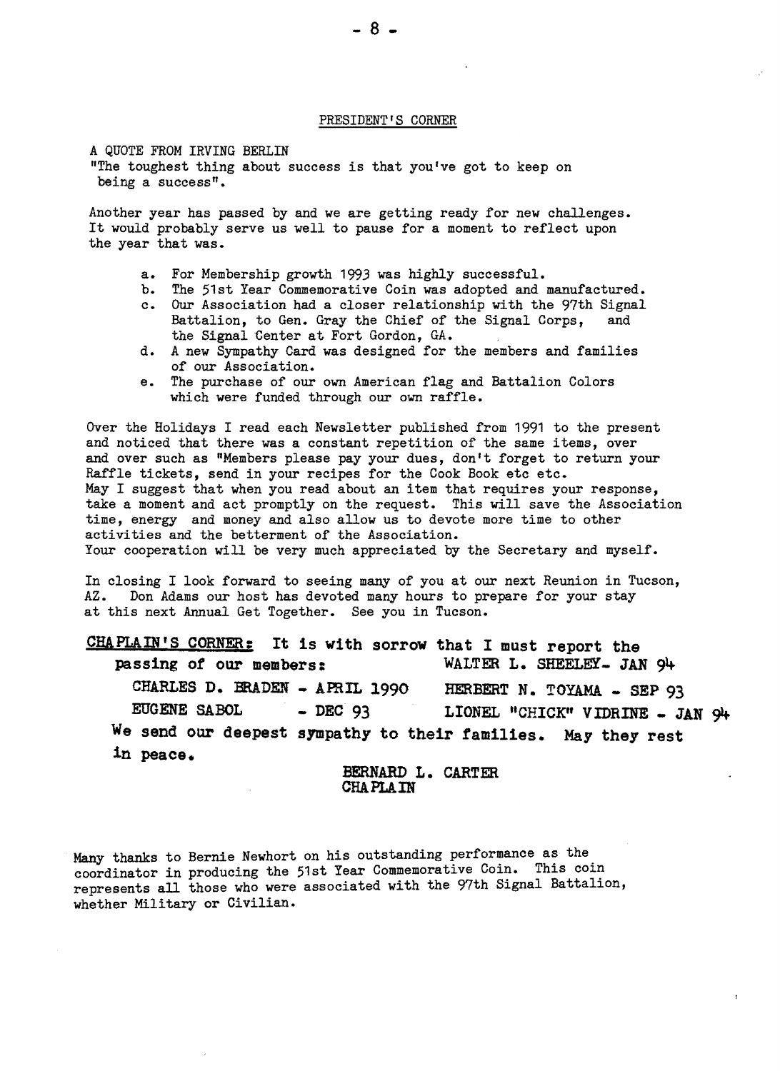## PRESIDENT'S CORNER

A QUOTE FROM IRVING BERLIN
"The toughest thing about success is that you've got to keep on being a success".

Another year has passed by and we are getting ready for new challenges. It would probably serve us well to pause for a moment to reflect upon the year that was.

a. For Membership growth 1993 was highly successful.
b. The 51st Year Commemorative Coin was adopted and manufactured.
c. Our Association had a closer relationship with the 97th Signal Battalion, to Gen. Gray the Chief of the Signal Corps, and the Signal Center at Fort Gordon, GA.
d. A new Sympathy Card was designed for the members and families of our Association.
e. The purchase of our own American flag and Battalion Colors which were funded through our own raffle.

Over the Holidays I read each Newsletter published from 1991 to the present and noticed that there was a constant repetition of the same items, over and over such as "Members please pay your dues, don't forget to return your Raffle tickets, send in your recipes for the Cook Book etc etc.
May I suggest that when you read about an item that requires your response, take a moment and act promptly on the request. This will save the Association time, energy and money and also allow us to devote more time to other activities and the betterment of the Association.
Your cooperation will be very much appreciated by the Secretary and myself.

In closing I look forward to seeing many of you at our next Reunion in Tucson, AZ. Don Adams our host has devoted many hours to prepare for your stay at this next Annual Get Together. See you in Tucson.

**CHAPLAIN'S CORNER: It is with sorrow that I must report the passing of our members:**

**WALTER L. SHEELEY - JAN 94**
**CHARLES D. BRADEN - APRIL 1990**
**HERBERT N. TOYAMA - SEP 93**
**EUGENE SABOL - DEC 93**
**LIONEL "CHICK" VIDRINE - JAN 94**

**We send our deepest sympathy to their families. May they rest in peace.**

**BERNARD L. CARTER**
**CHAPLAIN**

Many thanks to Bernie Newhort on his outstanding performance as the coordinator in producing the 51st Year Commemorative Coin. This coin represents all those who were associated with the 97th Signal Battalion, whether Military or Civilian.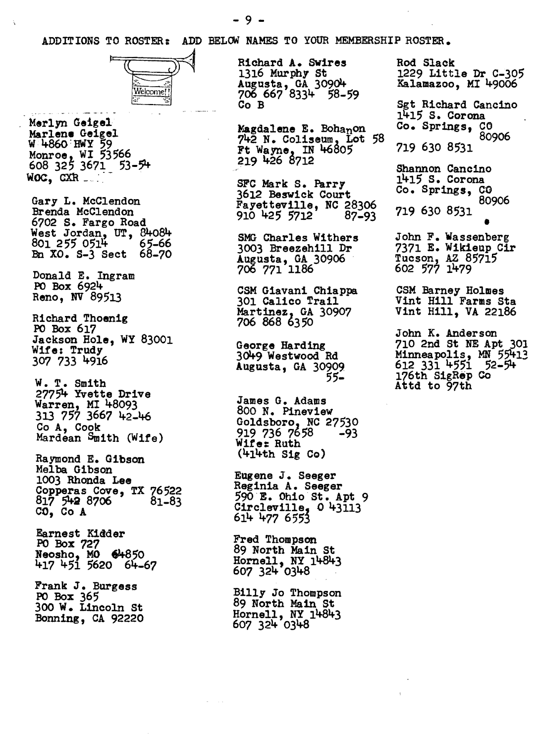ADDITIONS TO ROSTER: ADD BELOW NAMES TO YOUR MEMBERSHIP ROSTER.

Welcome!!

Merlyn Geigel
Marlene Geigel
W 4860 HWY 59
Monroe, WI 53566
608 325 3671 53-54
WOC, CXR

Gary L. McClendon
Brenda McClendon
6702 S. Fargo Road
West Jordan, UT, 84084
801 255 0514 65-66
Bn XO. S-3 Sect 68-70

Donald E. Ingram
PO Box 6924
Reno, NV 89513

Richard Thoenig
PO Box 617
Jackson Hole, WY 83001
Wife: Trudy
307 733 4916

W. T. Smith
27754 Yvette Drive
Warren, MI 48093
313 757 3667 42-46
Co A, Cook
Mardean Smith (Wife)

Raymond E. Gibson
Melba Gibson
1003 Rhonda Lee
Copperas Cove, TX 76522
817 542 8706 81-83
CO, Co A

Earnest Kidder
PO Box 727
Neosho, MO 64850
417 451 5620 64-67

Frank J. Burgess
PO Box 365
300 W. Lincoln St
Bonning, CA 92220

Richard A. Swires
1316 Murphy St
Augusta, GA 30904
706 667 8334 58-59
Co B

Magdalene E. Bohanon
742 N. Coliseum, Lot 58
Ft Wayne, IN 46805
219 426 8712

SFC Mark S. Parry
3612 Beswick Court
Fayetteville, NC 28306
910 425 5712 87-93

SMG Charles Withers
3003 Breezehill Dr
Augusta, GA 30906
706 771 1186

CSM Giavani Chiappa
301 Calico Trail
Martinez, GA 30907
706 868 6350

George Harding
3049 Westwood Rd
Augusta, GA 30909
55-

James G. Adams
800 N. Pineview
Goldsboro, NC 27530
919 736 7658 -93
Wife: Ruth
(414th Sig Co)

Eugene J. Seeger
Reginia A. Seeger
590 E. Ohio St. Apt 9
Circleville, O 43113
614 477 6553

Fred Thompson
89 North Main St
Hornell, NY 14843
607 324 0348

Billy Jo Thompson
89 North Main St
Hornell, NY 14843
607 324 0348

Rod Slack
1229 Little Dr C-305
Kalamazoo, MI 49006

Sgt Richard Cancino
1415 S. Corona
Co. Springs, CO
80906
719 630 8531

Shannon Cancino
1415 S. Corona
Co. Springs, CO
80906
719 630 8531

John F. Wassenberg
7371 E. Wikieup Cir
Tucson, AZ 85715
602 577 1479

CSM Barney Holmes
Vint Hill Farms Sta
Vint Hill, VA 22186

John K. Anderson
710 2nd St NE Apt 301
Minneapolis, MN 55413
612 331 4551 52-54
176th SigRep Co
Attd to 97th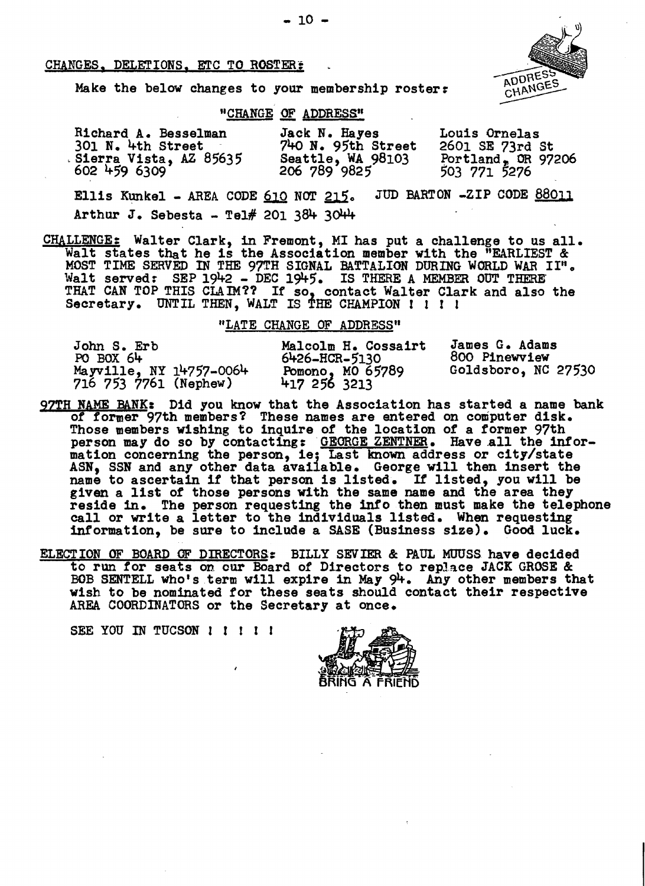CHANGES, DELETIONS, ETC TO ROSTER:

Make the below changes to your membership roster:

"CHANGE OF ADDRESS"

| | | |
|---|---|---|
| Richard A. Besselman | Jack N. Hayes | Louis Ornelas |
| 301 N. 4th Street | 740 N. 95th Street | 2601 SE 73rd St |
| Sierra Vista, AZ 85635 | Seattle, WA 98103 | Portland, OR 97206 |
| 602 459 6309 | 206 789 9825 | 503 771 5276 |

Ellis Kunkel - AREA CODE 610 NOT 215. JUD BARTON -ZIP CODE 88011

Arthur J. Sebesta - Tel# 201 384 3044

CHALLENGE: Walter Clark, in Fremont, MI has put a challenge to us all. Walt states that he is the Association member with the "EARLIEST & MOST TIME SERVED IN THE 97TH SIGNAL BATTALION DURING WORLD WAR II". Walt served: SEP 1942 - DEC 1945. IS THERE A MEMBER OUT THERE THAT CAN TOP THIS CLAIM?? If so, contact Walter Clark and also the Secretary. UNTIL THEN, WALT IS THE CHAMPION ! ! ! !

"LATE CHANGE OF ADDRESS"

| | | |
|---|---|---|
| John S. Erb | Malcolm H. Cossairt | James G. Adams |
| PO BOX 64 | 6426-HCR-5130 | 800 Pinewview |
| Mayville, NY 14757-0064 | Pomono, MO 65789 | Goldsboro, NC 27530 |
| 716 753 7761 (Nephew) | 417 256 3213 | |

97TH NAME BANK: Did you know that the Association has started a name bank of former 97th members? These names are entered on computer disk. Those members wishing to inquire of the location of a former 97th person may do so by contacting: GEORGE ZENTNER. Have all the information concerning the person, ie; Last known address or city/state ASN, SSN and any other data available. George will then insert the name to ascertain if that person is listed. If listed, you will be given a list of those persons with the same name and the area they reside in. The person requesting the info then must make the telephone call or write a letter to the individuals listed. When requesting information, be sure to include a SASE (Business size). Good luck.

ELECTION OF BOARD OF DIRECTORS: BILLY SEVIER & PAUL MUUSS have decided to run for seats on our Board of Directors to replace JACK GROSE & BOB SENTELL who's term will expire in May 94. Any other members that wish to be nominated for these seats should contact their respective AREA COORDINATORS or the Secretary at once.

SEE YOU IN TUCSON ! ! ! ! !

BRING A FRIEND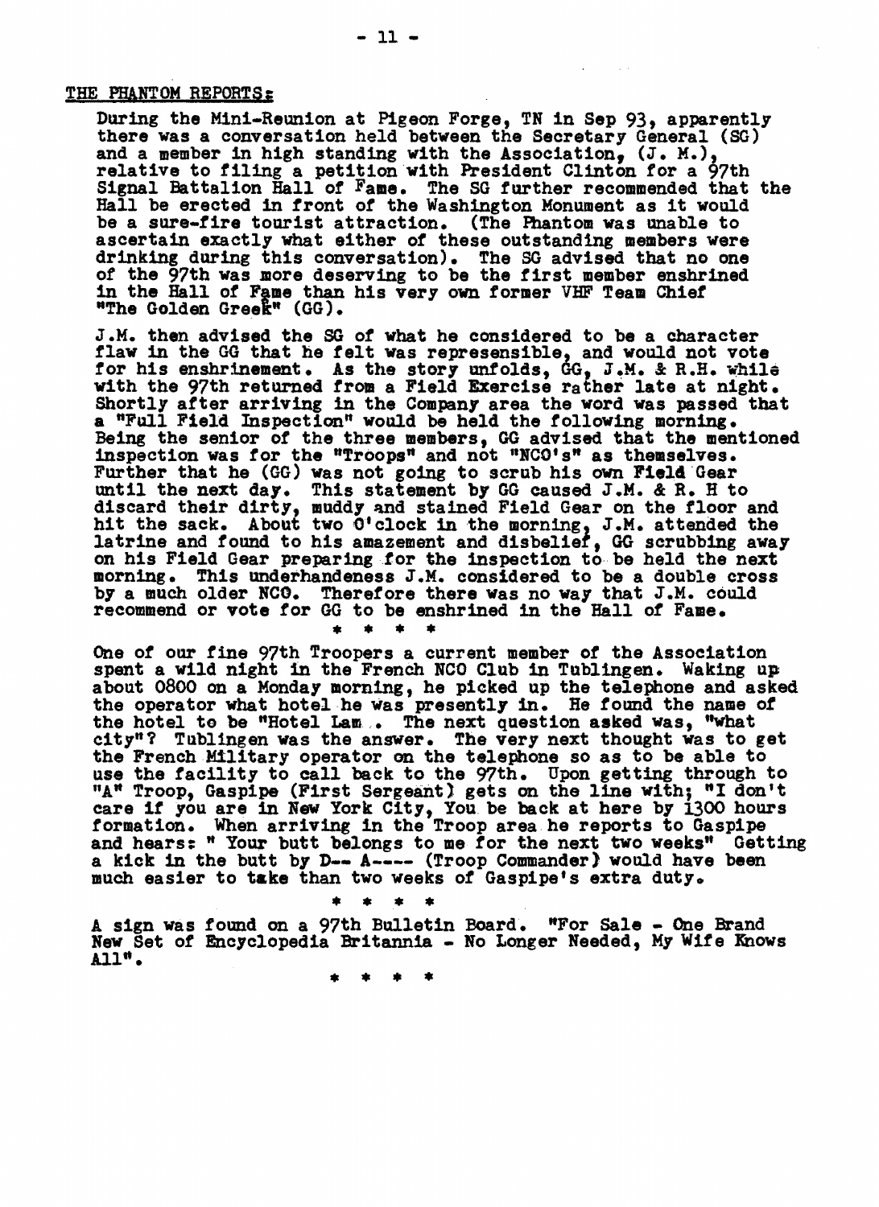## THE PHANTOM REPORTS:

During the Mini-Reunion at Pigeon Forge, TN in Sep 93, apparently there was a conversation held between the Secretary General (SG) and a member in high standing with the Association, (J. M.), relative to filing a petition with President Clinton for a 97th Signal Battalion Hall of Fame. The SG further recommended that the Hall be erected in front of the Washington Monument as it would be a sure-fire tourist attraction. (The Phantom was unable to ascertain exactly what either of these outstanding members were drinking during this conversation). The SG advised that no one of the 97th was more deserving to be the first member enshrined in the Hall of Fame than his very own former VHF Team Chief "The Golden Greek" (GG).

J.M. then advised the SG of what he considered to be a character flaw in the GG that he felt was represensible, and would not vote for his enshrinement. As the story unfolds, GG, J.M. & R.H. while with the 97th returned from a Field Exercise rather late at night. Shortly after arriving in the Company area the word was passed that a "Full Field Inspection" would be held the following morning. Being the senior of the three members, GG advised that the mentioned inspection was for the "Troops" and not "NCO's" as themselves. Further that he (GG) was not going to scrub his own Field Gear until the next day. This statement by GG caused J.M. & R. H to discard their dirty, muddy and stained Field Gear on the floor and hit the sack. About two O'clock in the morning, J.M. attended the latrine and found to his amazement and disbelief, GG scrubbing away on his Field Gear preparing for the inspection to be held the next morning. This underhandeness J.M. considered to be a double cross by a much older NCO. Therefore there was no way that J.M. could recommend or vote for GG to be enshrined in the Hall of Fame.

\* \* \* \*

One of our fine 97th Troopers a current member of the Association spent a wild night in the French NCO Club in Tublingen. Waking up about 0800 on a Monday morning, he picked up the telephone and asked the operator what hotel he was presently in. He found the name of the hotel to be "Hotel Lam . The next question asked was, "what city"? Tublingen was the answer. The very next thought was to get the French Military operator on the telephone so as to be able to use the facility to call back to the 97th. Upon getting through to "A" Troop, Gaspipe (First Sergeant) gets on the line with; "I don't care if you are in New York City, You be back at here by 1300 hours formation. When arriving in the Troop area he reports to Gaspipe and hears: " Your butt belongs to me for the next two weeks" Getting a kick in the butt by D-- A---- (Troop Commander) would have been much easier to take than two weeks of Gaspipe's extra duty.

\* \* \* \*

A sign was found on a 97th Bulletin Board. "For Sale - One Brand New Set of Encyclopedia Britannia - No Longer Needed, My Wife Knows All".

\* \* \* \*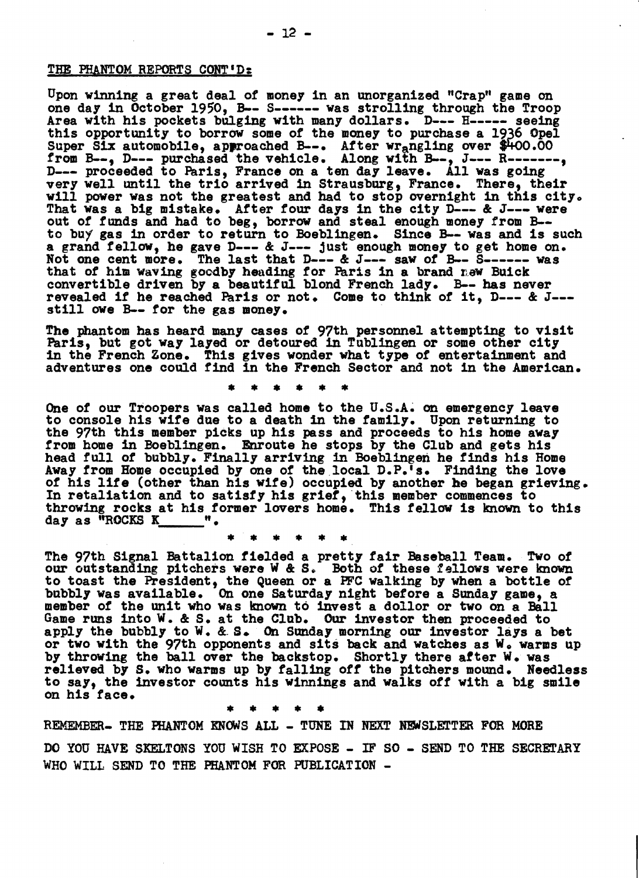THE PHANTOM REPORTS CONT'D:

Upon winning a great deal of money in an unorganized "Crap" game on one day in October 1950, B-- S------ was strolling through the Troop Area with his pockets bulging with many dollars. D--- H----- seeing this opportunity to borrow some of the money to purchase a 1936 Opel Super Six automobile, approached B--. After wrangling over $400.00 from B--, D--- purchased the vehicle. Along with B--, J--- R-------, D--- proceeded to Paris, France on a ten day leave. All was going very well until the trio arrived in Strausburg, France. There, their will power was not the greatest and had to stop overnight in this city. That was a big mistake. After four days in the city D--- & J--- were out of funds and had to beg, borrow and steal enough money from B-- to buy gas in order to return to Boeblingen. Since B-- was and is such a grand fellow, he gave D--- & J--- just enough money to get home on. Not one cent more. The last that D--- & J--- saw of B-- S------ was that of him waving goodby heading for Paris in a brand new Buick convertible driven by a beautiful blond French lady. B-- has never revealed if he reached Paris or not. Come to think of it, D--- & J--- still owe B-- for the gas money.

The phantom has heard many cases of 97th personnel attempting to visit Paris, but got way layed or detoured in Tublingen or some other city in the French Zone. This gives wonder what type of entertainment and adventures one could find in the French Sector and not in the American.

\* \* \* \* \* \*

One of our Troopers was called home to the U.S.A. on emergency leave to console his wife due to a death in the family. Upon returning to the 97th this member picks up his pass and proceeds to his home away from home in Boeblingen. Enroute he stops by the Club and gets his head full of bubbly. Finally arriving in Boeblingen he finds his Home Away from Home occupied by one of the local D.P.'s. Finding the love of his life (other than his wife) occupied by another he began grieving. In retaliation and to satisfy his grief, this member commences to throwing rocks at his former lovers home. This fellow is known to this day as "ROCKS K______".

\* \* \* \* \* \*

The 97th Signal Battalion fielded a pretty fair Baseball Team. Two of our outstanding pitchers were W & S. Both of these fellows were known to toast the President, the Queen or a PFC walking by when a bottle of bubbly was available. On one Saturday night before a Sunday game, a member of the unit who was known to invest a dollor or two on a Ball Game runs into W. & S. at the Club. Our investor then proceeded to apply the bubbly to W. & S. On Sunday morning our investor lays a bet or two with the 97th opponents and sits back and watches as W. warms up by throwing the ball over the backstop. Shortly there after W. was relieved by S. who warms up by falling off the pitchers mound. Needless to say, the investor counts his winnings and walks off with a big smile on his face.

\* \* \* \* \*

REMEMBER- THE PHANTOM KNOWS ALL - TUNE IN NEXT NEWSLETTER FOR MORE

DO YOU HAVE SKELTONS YOU WISH TO EXPOSE - IF SO - SEND TO THE SECRETARY WHO WILL SEND TO THE PHANTOM FOR PUBLICATION -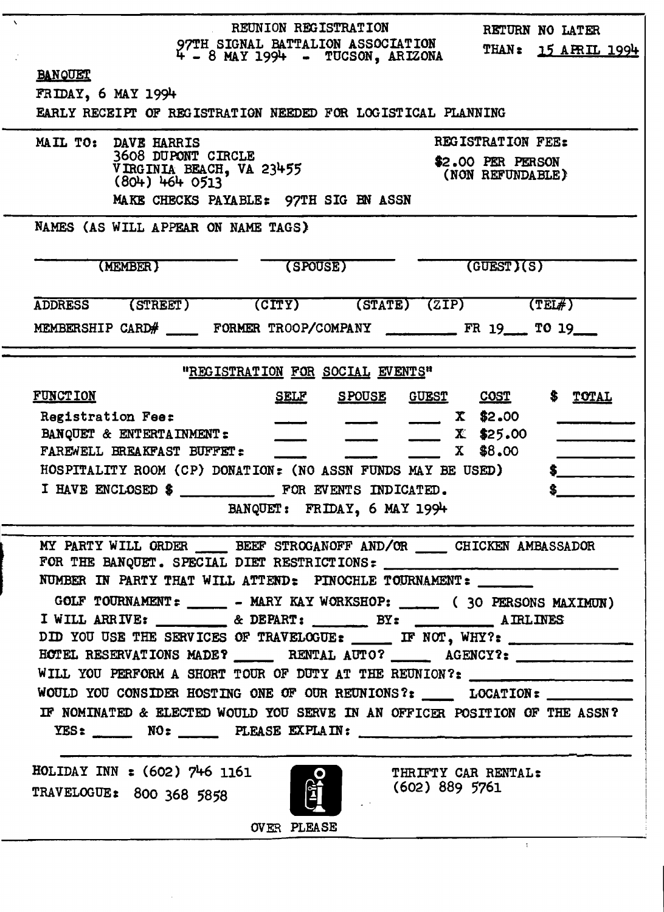**REUNION REGISTRATION**
**97TH SIGNAL BATTALION ASSOCIATION**
**4 - 8 MAY 1994 - TUCSON, ARIZONA**

RETURN NO LATER THAN: 15 APRIL 1994

**BANQUET**

FRIDAY, 6 MAY 1994

EARLY RECEIPT OF REGISTRATION NEEDED FOR LOGISTICAL PLANNING

---

MAIL TO: DAVE HARRIS
3608 DUPONT CIRCLE
VIRGINIA BEACH, VA 23455
(804) 464 0513

MAKE CHECKS PAYABLE: 97TH SIG BN ASSN

REGISTRATION FEE:
$2.00 PER PERSON
(NON REFUNDABLE)

---

NAMES (AS WILL APPEAR ON NAME TAGS)

________ (MEMBER) ________ (SPOUSE) ________ (GUEST)(S)

ADDRESS (STREET) (CITY) (STATE) (ZIP) (TEL#)

MEMBERSHIP CARD# ____ FORMER TROOP/COMPANY ________ FR 19___ TO 19___

---

**"REGISTRATION FOR SOCIAL EVENTS"**

| FUNCTION | SELF | SPOUSE | GUEST | COST | $ TOTAL |
|---|---|---|---|---|---|
| Registration Fee: | ____ | ____ | ____ | X $2.00 | ________ |
| BANQUET & ENTERTAINMENT: | ____ | ____ | ____ | X $25.00 | ________ |
| FAREWELL BREAKFAST BUFFET: | ____ | ____ | ____ | X $8.00 | ________ |

HOSPITALITY ROOM (CP) DONATION: (NO ASSN FUNDS MAY BE USED) $________

I HAVE ENCLOSED $ ________ FOR EVENTS INDICATED. $________

BANQUET: FRIDAY, 6 MAY 1994

---

MY PARTY WILL ORDER ____ BEEF STROGANOFF AND/OR ____ CHICKEN AMBASSADOR FOR THE BANQUET. SPECIAL DIET RESTRICTIONS: ________

NUMBER IN PARTY THAT WILL ATTEND: PINOCHLE TOURNAMENT: ______

GOLF TOURNAMENT: _____ - MARY KAY WORKSHOP: _____ ( 30 PERSONS MAXIMUN)

I WILL ARRIVE: ________ & DEPART: _______ BY: ________ AIRLINES

DID YOU USE THE SERVICES OF TRAVELOGUE: _____ IF NOT, WHY?: ________

HOTEL RESERVATIONS MADE? _____ RENTAL AUTO? _____ AGENCY?: ________

WILL YOU PERFORM A SHORT TOUR OF DUTY AT THE REUNION?: ________

WOULD YOU CONSIDER HOSTING ONE OF OUR REUNIONS?: ____ LOCATION: ________

IF NOMINATED & ELECTED WOULD YOU SERVE IN AN OFFICER POSITION OF THE ASSN?

YES: _____ NO: _____ PLEASE EXPLAIN: ________

---

HOLIDAY INN : (602) 746 1161

TRAVELOGUE: 800 368 5858

THRIFTY CAR RENTAL: (602) 889 5761

OVER PLEASE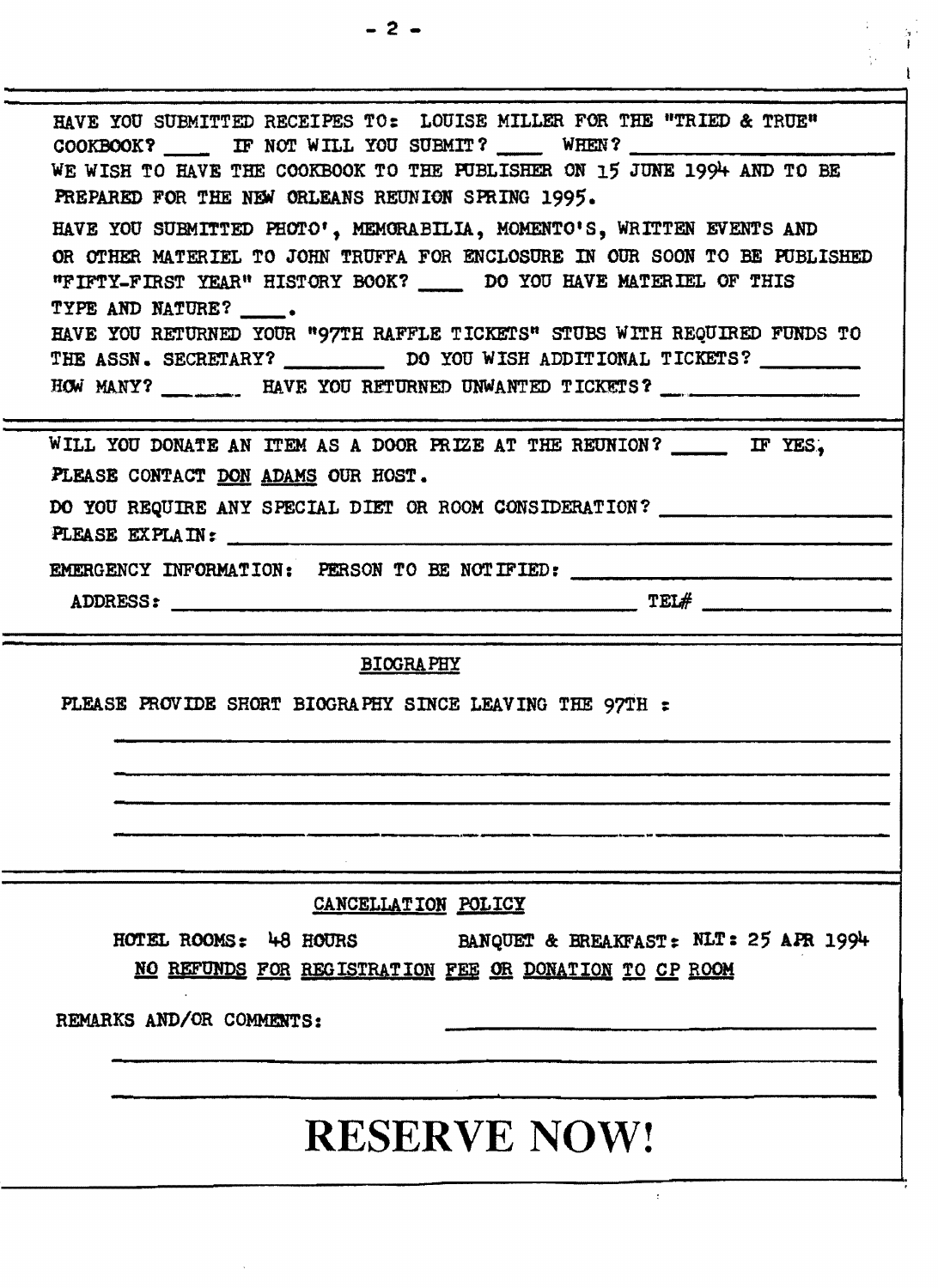HAVE YOU SUBMITTED RECEIPES TO: LOUISE MILLER FOR THE "TRIED & TRUE" COOKBOOK? ____ IF NOT WILL YOU SUBMIT? ____ WHEN? ____________________
WE WISH TO HAVE THE COOKBOOK TO THE PUBLISHER ON 15 JUNE 1994 AND TO BE PREPARED FOR THE NEW ORLEANS REUNION SPRING 1995.

HAVE YOU SUBMITTED PHOTO', MEMORABILIA, MOMENTO'S, WRITTEN EVENTS AND OR OTHER MATERIEL TO JOHN TRUFFA FOR ENCLOSURE IN OUR SOON TO BE PUBLISHED "FIFTY-FIRST YEAR" HISTORY BOOK? ____ DO YOU HAVE MATERIEL OF THIS TYPE AND NATURE? ____.

HAVE YOU RETURNED YOUR "97TH RAFFLE TICKETS" STUBS WITH REQUIRED FUNDS TO THE ASSN. SECRETARY? ________ DO YOU WISH ADDITIONAL TICKETS? ________
HOW MANY? ______ HAVE YOU RETURNED UNWANTED TICKETS? ______________

---

WILL YOU DONATE AN ITEM AS A DOOR PRIZE AT THE REUNION? _____ IF YES, PLEASE CONTACT DON ADAMS OUR HOST.

DO YOU REQUIRE ANY SPECIAL DIET OR ROOM CONSIDERATION? ________________
PLEASE EXPLAIN: ____________________________________________

EMERGENCY INFORMATION: PERSON TO BE NOTIFIED: ______________________________
ADDRESS: ________________________________________ TEL# ________________

---

## BIOGRAPHY

PLEASE PROVIDE SHORT BIOGRAPHY SINCE LEAVING THE 97TH :

____________________________________________
____________________________________________
____________________________________________
____________________________________________

---

## CANCELLATION POLICY

HOTEL ROOMS: 48 HOURS BANQUET & BREAKFAST: NLT: 25 APR 1994

NO REFUNDS FOR REGISTRATION FEE OR DONATION TO CP ROOM

REMARKS AND/OR COMMENTS: ____________________________________________
____________________________________________
____________________________________________

# RESERVE NOW!